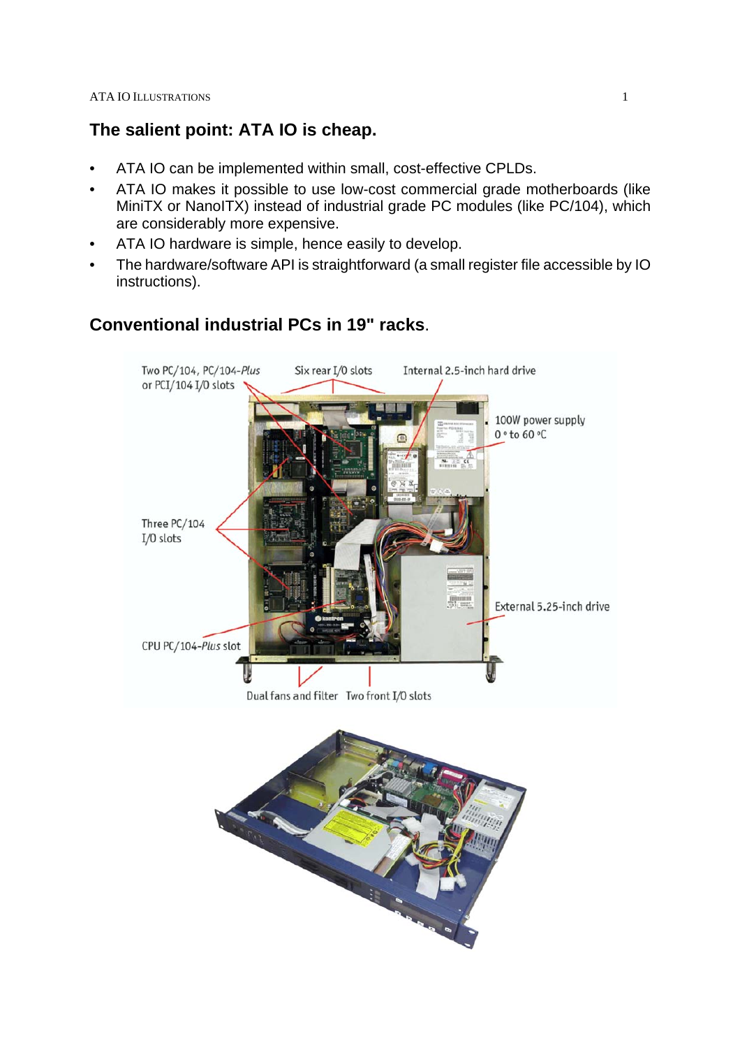## The salient point: ATA IO is cheap.

- ATA IO can be implemented within small, cost-effective CPLDs.
- ATA IO makes it possible to use low-cost commercial grade motherboards (like MiniTX or NanoITX) instead of industrial grade PC modules (like PC/104), which are considerably more expensive.
- ATA IO hardware is simple, hence easily to develop.
- The hardware/software API is straightforward (a small register file accessible by IO instructions).

## Conventional industrial PCs in 19" racks.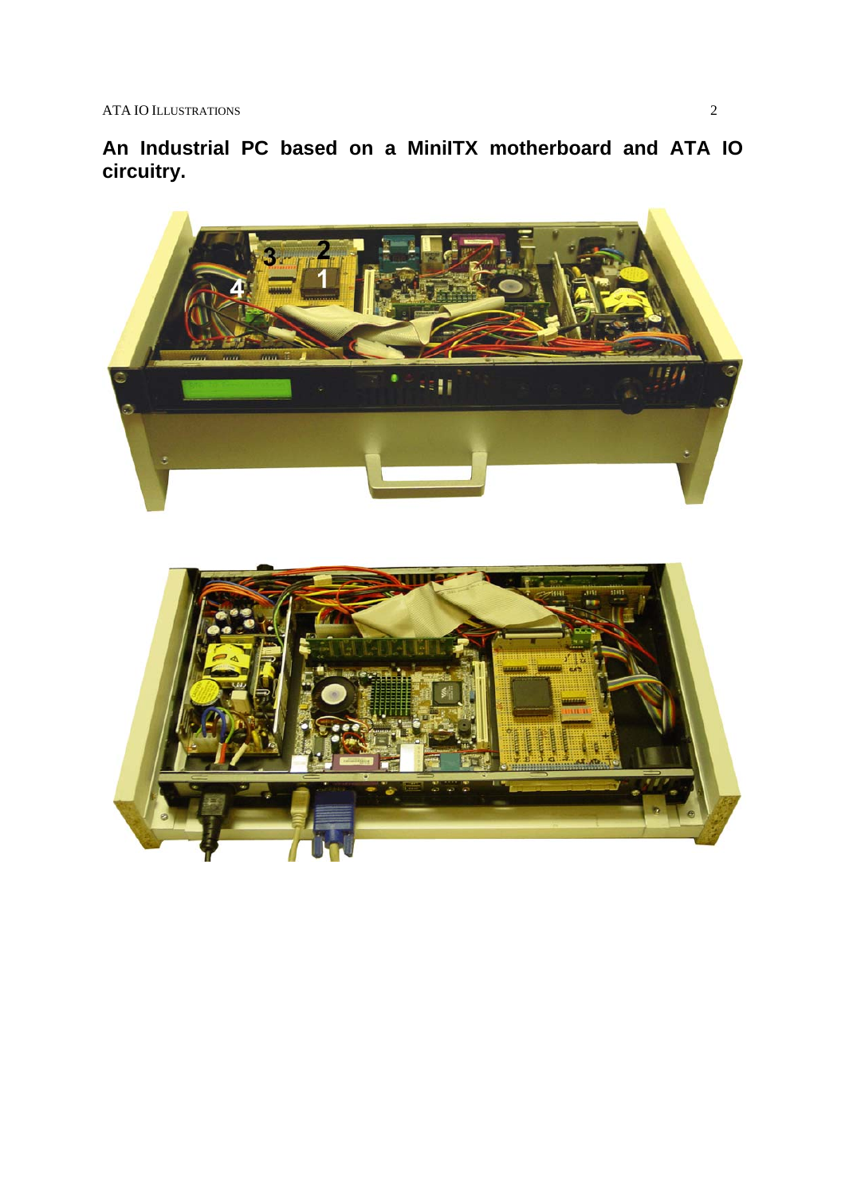**An Industrial PC based on a MiniITX motherboard and ATA IO circuitry.**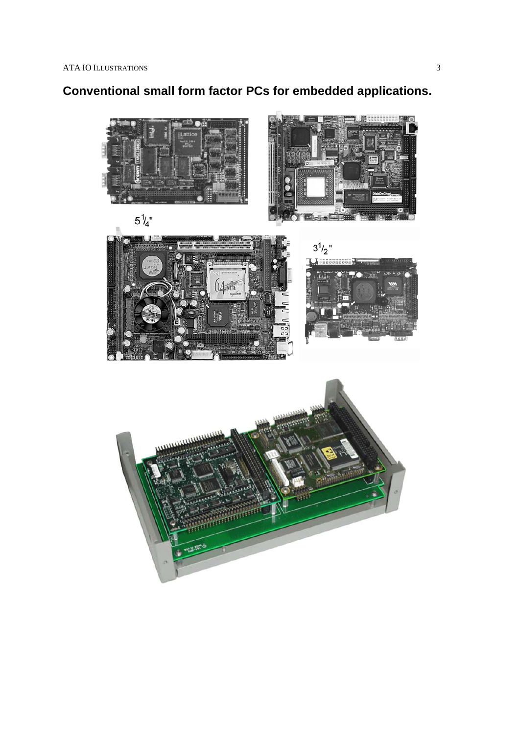# Conventional small form factor PCs for embedded applications.

$5\frac{1}{4}$"

$3\frac{1}{2}$"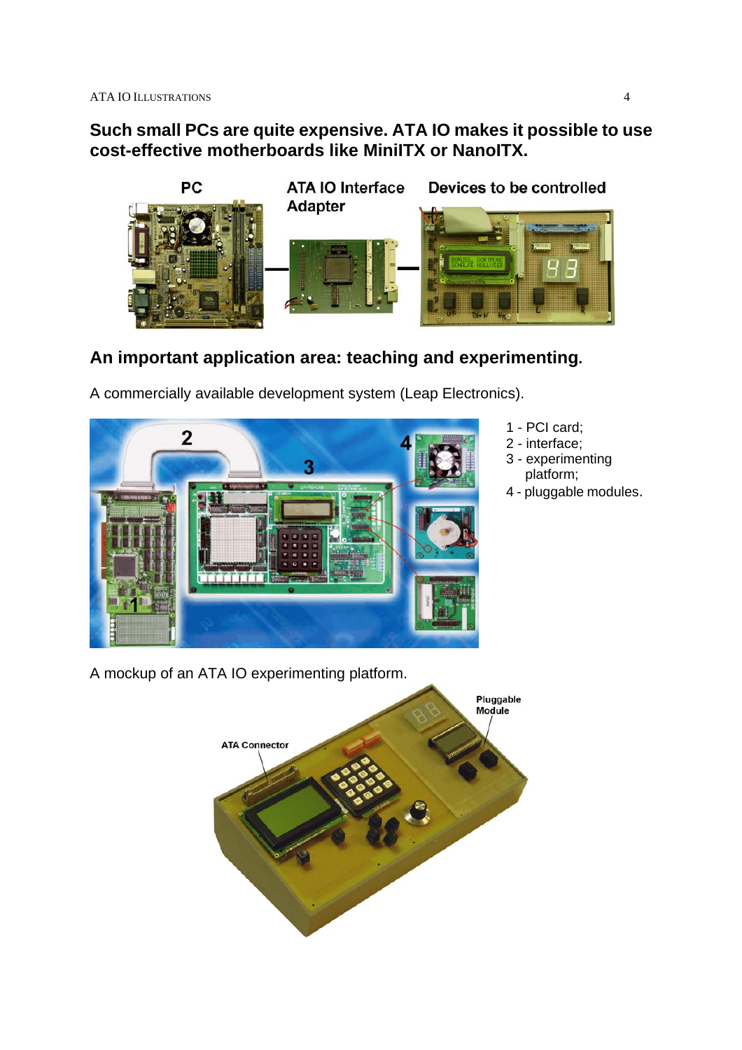## Such small PCs are quite expensive. ATA IO makes it possible to use cost-effective motherboards like MiniITX or NanoITX.

PC — ATA IO Interface Adapter — Devices to be controlled

## An important application area: teaching and experimenting.

A commercially available development system (Leap Electronics).

1 - PCI card;
2 - interface;
3 - experimenting platform;
4 - pluggable modules.

A mockup of an ATA IO experimenting platform.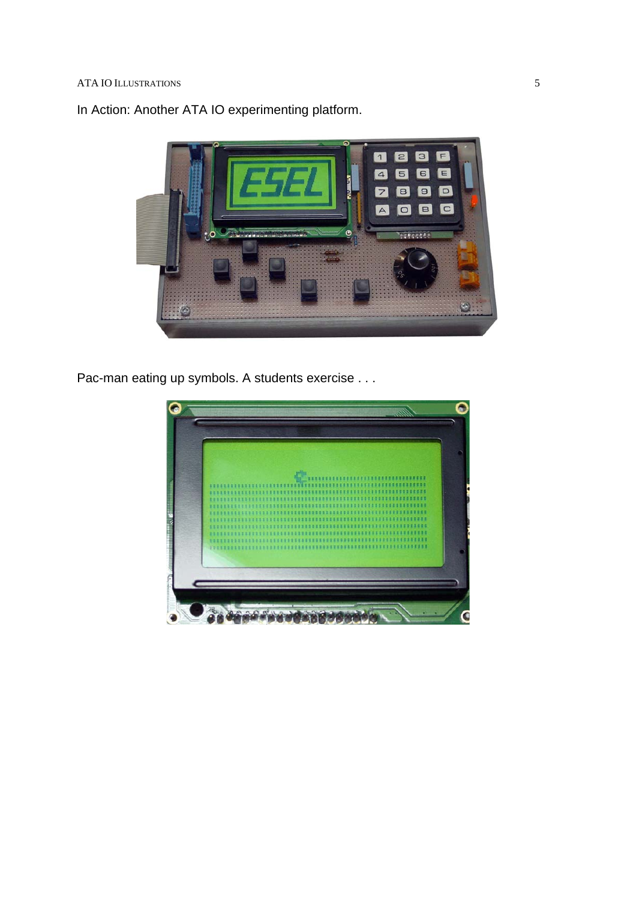In Action: Another ATA IO experimenting platform.

Pac-man eating up symbols. A students exercise . . .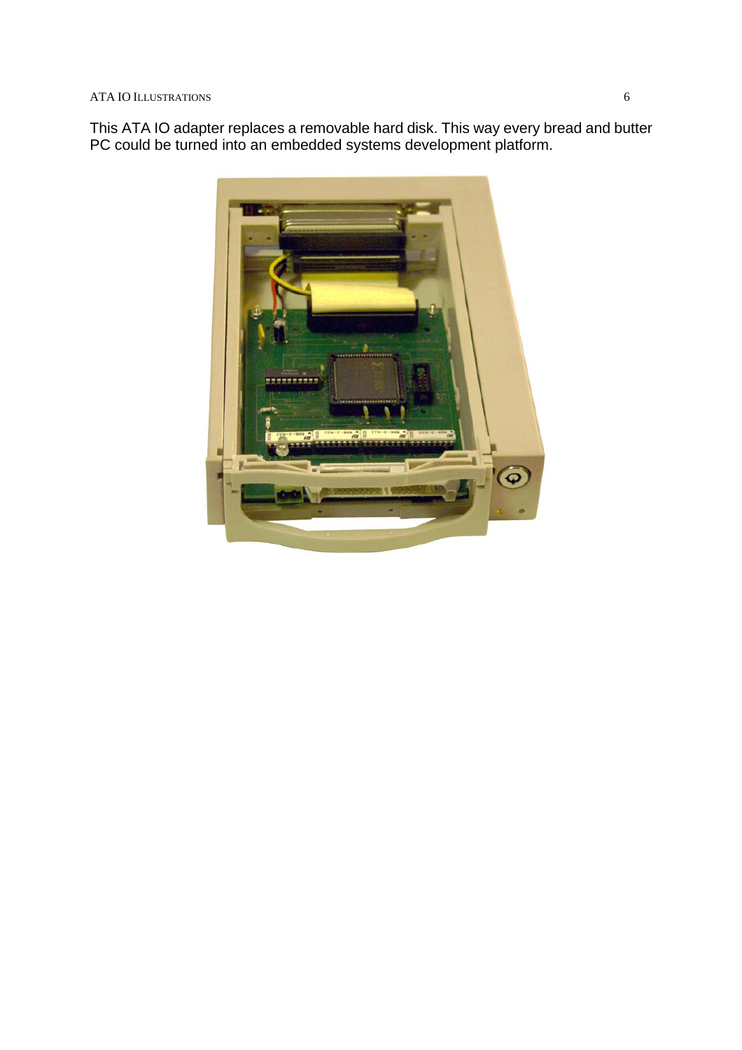This ATA IO adapter replaces a removable hard disk. This way every bread and butter PC could be turned into an embedded systems development platform.